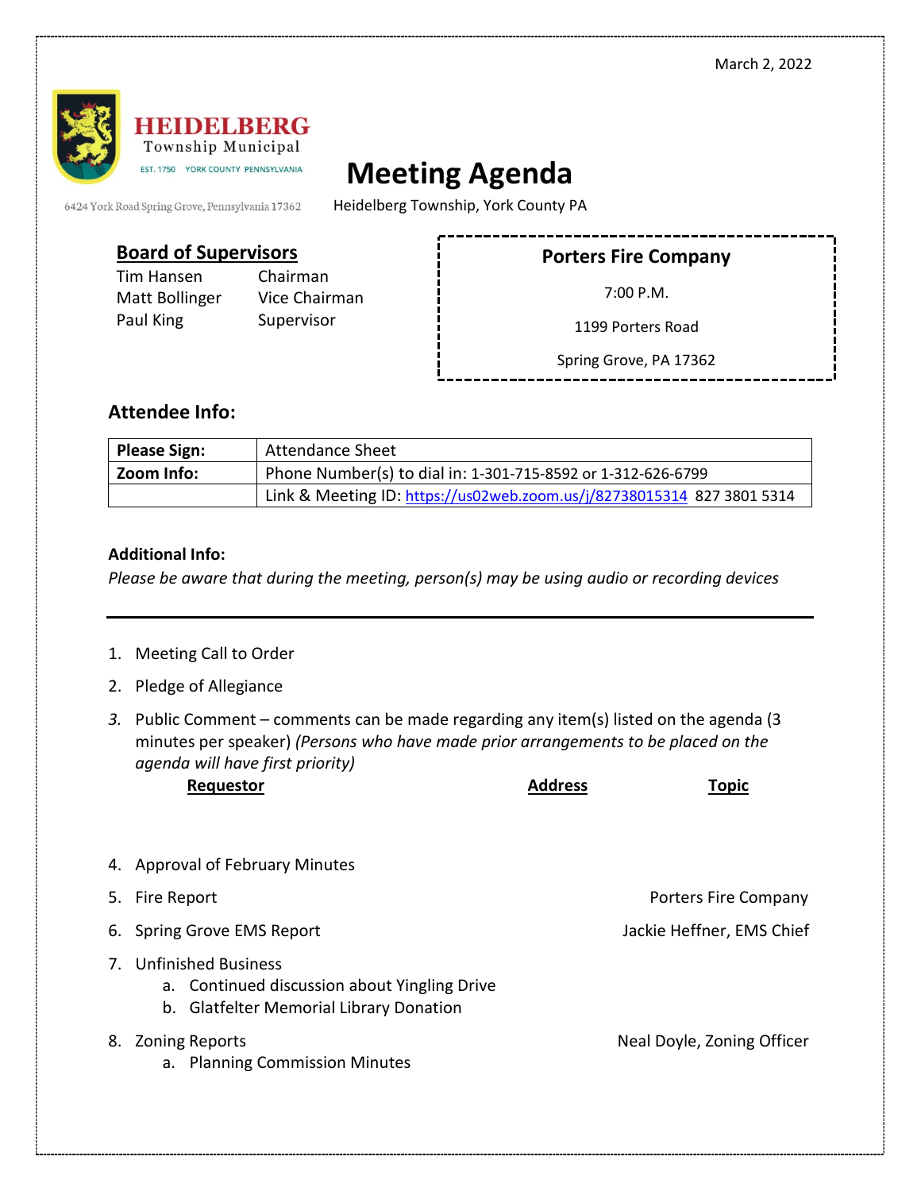March 2, 2022

**HEIDELBERG**
Township Municipal
EST. 1750 YORK COUNTY PENNSYLVANIA

6424 York Road Spring Grove, Pennsylvania 17362

# Meeting Agenda

Heidelberg Township, York County PA

## Board of Supervisors

| | |
|---|---|
| Tim Hansen | Chairman |
| Matt Bollinger | Vice Chairman |
| Paul King | Supervisor |

**Porters Fire Company**

7:00 P.M.

1199 Porters Road

Spring Grove, PA 17362

### Attendee Info:

| | |
|---|---|
| **Please Sign:** | Attendance Sheet |
| **Zoom Info:** | Phone Number(s) to dial in: 1-301-715-8592 or 1-312-626-6799 |
| | Link & Meeting ID: https://us02web.zoom.us/j/82738015314 827 3801 5314 |

**Additional Info:**

*Please be aware that during the meeting, person(s) may be using audio or recording devices*

---

1. Meeting Call to Order
2. Pledge of Allegiance
3. Public Comment – comments can be made regarding any item(s) listed on the agenda (3 minutes per speaker) *(Persons who have made prior arrangements to be placed on the agenda will have first priority)*

| Requestor | Address | Topic |
|---|---|---|
| | | |

4. Approval of February Minutes
5. Fire Report — Porters Fire Company
6. Spring Grove EMS Report — Jackie Heffner, EMS Chief
7. Unfinished Business
   a. Continued discussion about Yingling Drive
   b. Glatfelter Memorial Library Donation
8. Zoning Reports — Neal Doyle, Zoning Officer
   a. Planning Commission Minutes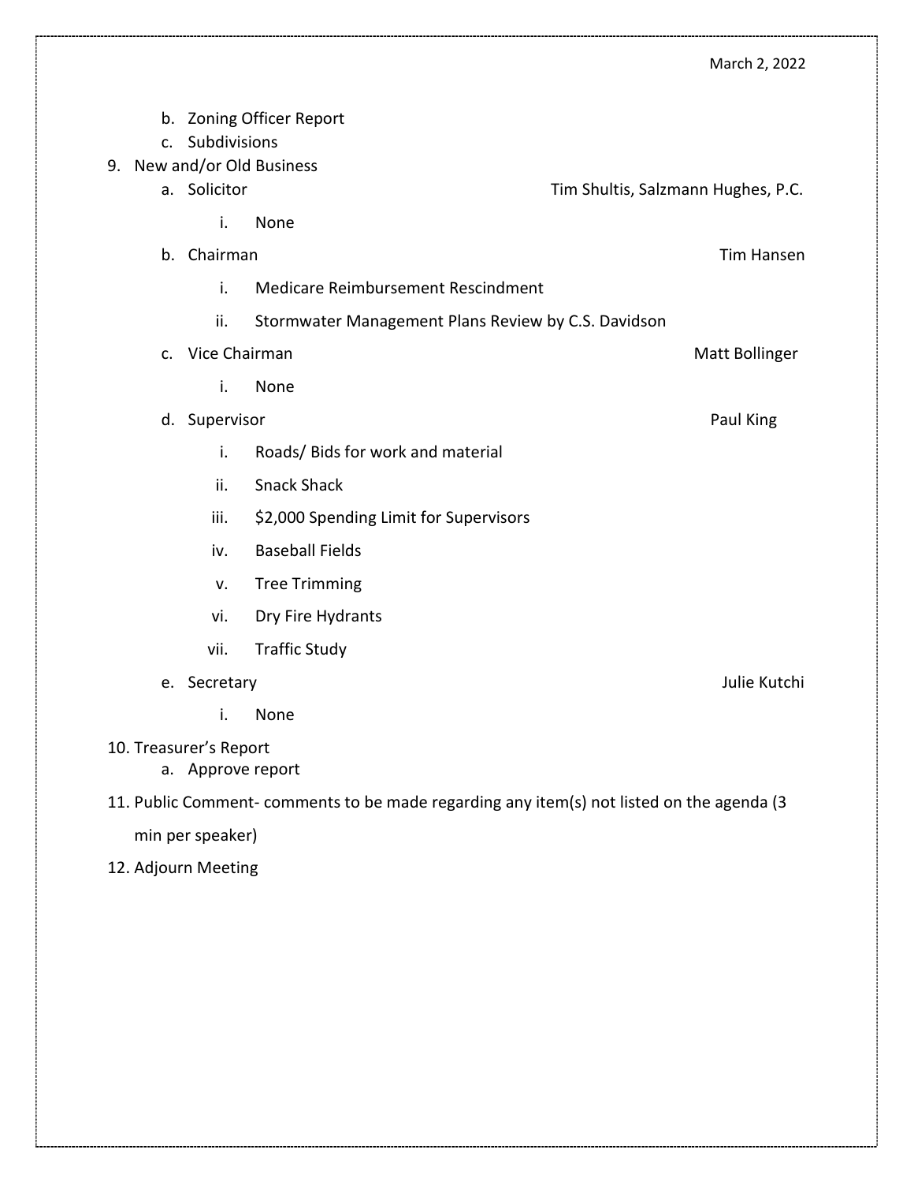March 2, 2022

- b. Zoning Officer Report
- c. Subdivisions

9. New and/or Old Business
   - a. Solicitor — Tim Shultis, Salzmann Hughes, P.C.
     - i. None
   - b. Chairman — Tim Hansen
     - i. Medicare Reimbursement Rescindment
     - ii. Stormwater Management Plans Review by C.S. Davidson
   - c. Vice Chairman — Matt Bollinger
     - i. None
   - d. Supervisor — Paul King
     - i. Roads/ Bids for work and material
     - ii. Snack Shack
     - iii. $2,000 Spending Limit for Supervisors
     - iv. Baseball Fields
     - v. Tree Trimming
     - vi. Dry Fire Hydrants
     - vii. Traffic Study
   - e. Secretary — Julie Kutchi
     - i. None
10. Treasurer's Report
    - a. Approve report
11. Public Comment- comments to be made regarding any item(s) not listed on the agenda (3 min per speaker)
12. Adjourn Meeting